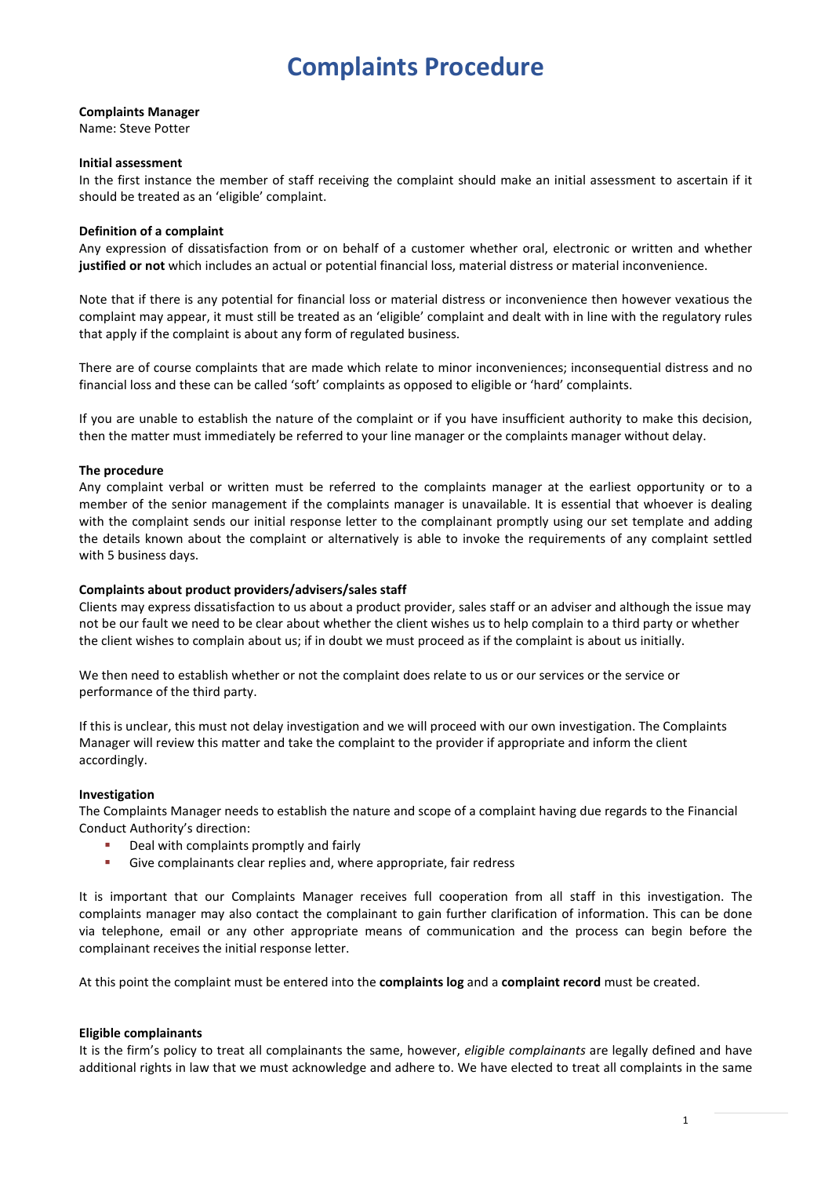# Complaints Procedure

**Complaints Manager**
Name: Steve Potter

**Initial assessment**
In the first instance the member of staff receiving the complaint should make an initial assessment to ascertain if it should be treated as an 'eligible' complaint.

**Definition of a complaint**
Any expression of dissatisfaction from or on behalf of a customer whether oral, electronic or written and whether **justified or not** which includes an actual or potential financial loss, material distress or material inconvenience.

Note that if there is any potential for financial loss or material distress or inconvenience then however vexatious the complaint may appear, it must still be treated as an 'eligible' complaint and dealt with in line with the regulatory rules that apply if the complaint is about any form of regulated business.

There are of course complaints that are made which relate to minor inconveniences; inconsequential distress and no financial loss and these can be called 'soft' complaints as opposed to eligible or 'hard' complaints.

If you are unable to establish the nature of the complaint or if you have insufficient authority to make this decision, then the matter must immediately be referred to your line manager or the complaints manager without delay.

**The procedure**
Any complaint verbal or written must be referred to the complaints manager at the earliest opportunity or to a member of the senior management if the complaints manager is unavailable. It is essential that whoever is dealing with the complaint sends our initial response letter to the complainant promptly using our set template and adding the details known about the complaint or alternatively is able to invoke the requirements of any complaint settled with 5 business days.

**Complaints about product providers/advisers/sales staff**
Clients may express dissatisfaction to us about a product provider, sales staff or an adviser and although the issue may not be our fault we need to be clear about whether the client wishes us to help complain to a third party or whether the client wishes to complain about us; if in doubt we must proceed as if the complaint is about us initially.

We then need to establish whether or not the complaint does relate to us or our services or the service or performance of the third party.

If this is unclear, this must not delay investigation and we will proceed with our own investigation. The Complaints Manager will review this matter and take the complaint to the provider if appropriate and inform the client accordingly.

**Investigation**
The Complaints Manager needs to establish the nature and scope of a complaint having due regards to the Financial Conduct Authority's direction:

- Deal with complaints promptly and fairly
- Give complainants clear replies and, where appropriate, fair redress

It is important that our Complaints Manager receives full cooperation from all staff in this investigation. The complaints manager may also contact the complainant to gain further clarification of information. This can be done via telephone, email or any other appropriate means of communication and the process can begin before the complainant receives the initial response letter.

At this point the complaint must be entered into the **complaints log** and a **complaint record** must be created.

**Eligible complainants**
It is the firm's policy to treat all complainants the same, however, *eligible complainants* are legally defined and have additional rights in law that we must acknowledge and adhere to. We have elected to treat all complaints in the same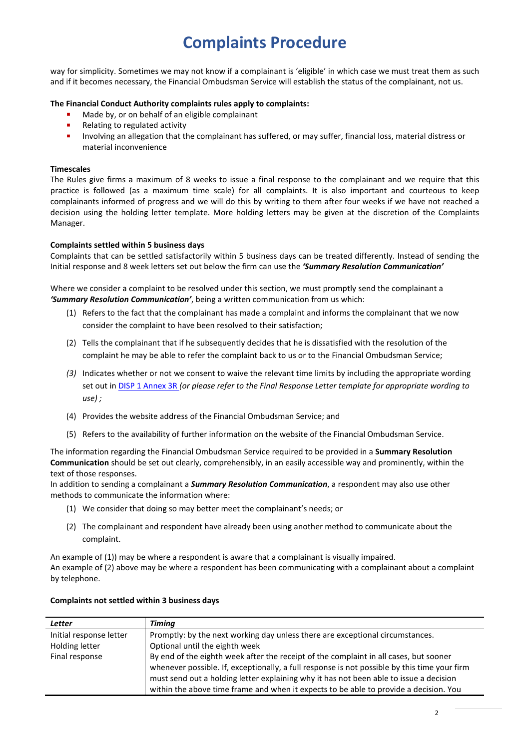way for simplicity. Sometimes we may not know if a complainant is 'eligible' in which case we must treat them as such and if it becomes necessary, the Financial Ombudsman Service will establish the status of the complainant, not us.

**The Financial Conduct Authority complaints rules apply to complaints:**

- Made by, or on behalf of an eligible complainant
- Relating to regulated activity
- Involving an allegation that the complainant has suffered, or may suffer, financial loss, material distress or material inconvenience

**Timescales**

The Rules give firms a maximum of 8 weeks to issue a final response to the complainant and we require that this practice is followed (as a maximum time scale) for all complaints. It is also important and courteous to keep complainants informed of progress and we will do this by writing to them after four weeks if we have not reached a decision using the holding letter template. More holding letters may be given at the discretion of the Complaints Manager.

**Complaints settled within 5 business days**

Complaints that can be settled satisfactorily within 5 business days can be treated differently. Instead of sending the Initial response and 8 week letters set out below the firm can use the ***'Summary Resolution Communication'***

Where we consider a complaint to be resolved under this section, we must promptly send the complainant a ***'Summary Resolution Communication'***, being a written communication from us which:

(1) Refers to the fact that the complainant has made a complaint and informs the complainant that we now consider the complaint to have been resolved to their satisfaction;

(2) Tells the complainant that if he subsequently decides that he is dissatisfied with the resolution of the complaint he may be able to refer the complaint back to us or to the Financial Ombudsman Service;

*(3)* Indicates whether or not we consent to waive the relevant time limits by including the appropriate wording set out in [DISP 1 Annex 3R](DISP 1 Annex 3R) *(or please refer to the Final Response Letter template for appropriate wording to use) ;*

(4) Provides the website address of the Financial Ombudsman Service; and

(5) Refers to the availability of further information on the website of the Financial Ombudsman Service.

The information regarding the Financial Ombudsman Service required to be provided in a **Summary Resolution Communication** should be set out clearly, comprehensibly, in an easily accessible way and prominently, within the text of those responses.

In addition to sending a complainant a ***Summary Resolution Communication***, a respondent may also use other methods to communicate the information where:

(1) We consider that doing so may better meet the complainant's needs; or

(2) The complainant and respondent have already been using another method to communicate about the complaint.

An example of (1)) may be where a respondent is aware that a complainant is visually impaired.
An example of (2) above may be where a respondent has been communicating with a complainant about a complaint by telephone.

**Complaints not settled within 3 business days**

| *Letter* | *Timing* |
|---|---|
| Initial response letter | Promptly: by the next working day unless there are exceptional circumstances. |
| Holding letter | Optional until the eighth week |
| Final response | By end of the eighth week after the receipt of the complaint in all cases, but sooner whenever possible. If, exceptionally, a full response is not possible by this time your firm must send out a holding letter explaining why it has not been able to issue a decision within the above time frame and when it expects to be able to provide a decision. You |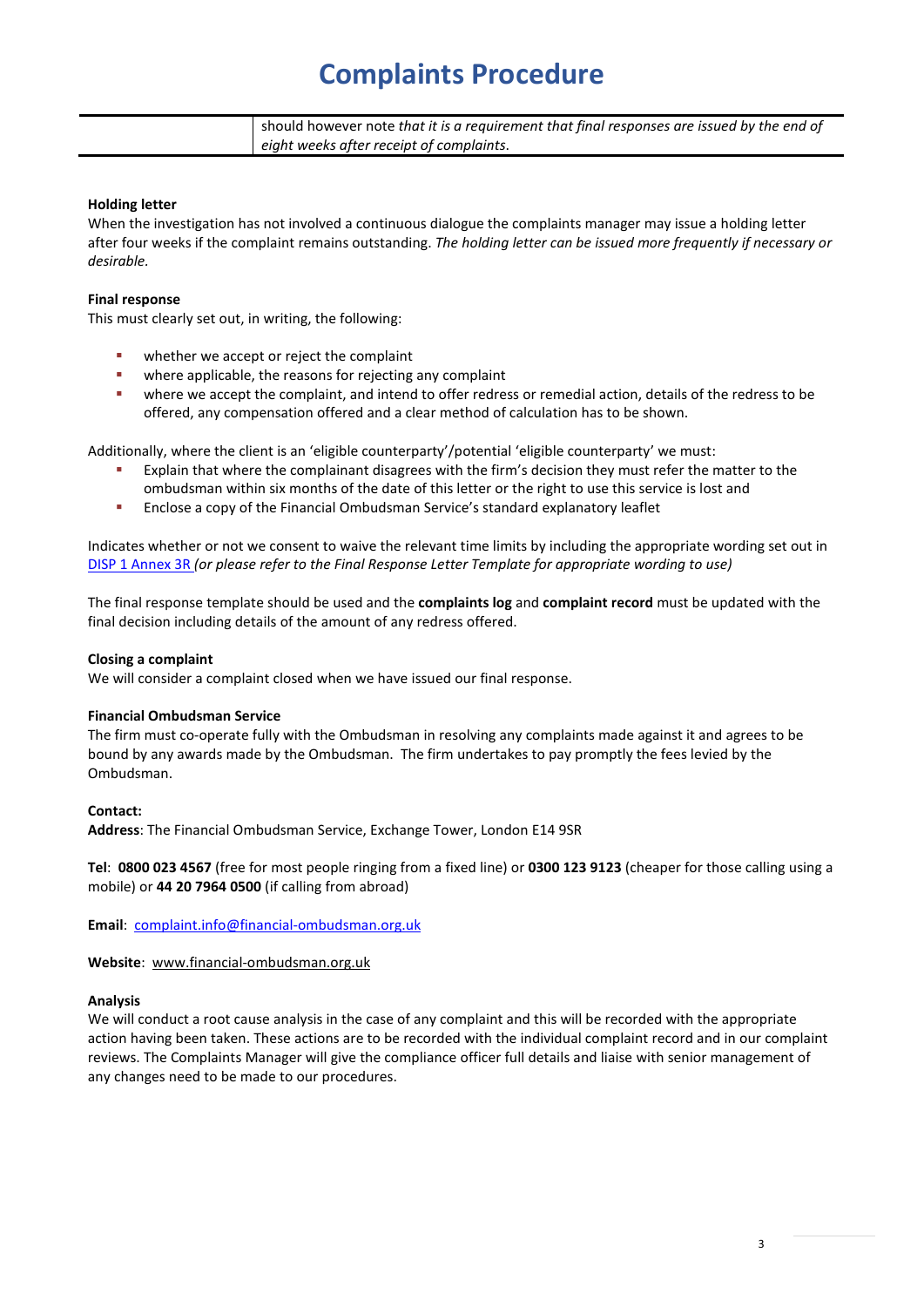# Complaints Procedure

| | should however note *that it is a requirement that final responses are issued by the end of eight weeks after receipt of complaints*. |
|---|---|

**Holding letter**
When the investigation has not involved a continuous dialogue the complaints manager may issue a holding letter after four weeks if the complaint remains outstanding. *The holding letter can be issued more frequently if necessary or desirable.*

**Final response**
This must clearly set out, in writing, the following:

- whether we accept or reject the complaint
- where applicable, the reasons for rejecting any complaint
- where we accept the complaint, and intend to offer redress or remedial action, details of the redress to be offered, any compensation offered and a clear method of calculation has to be shown.

Additionally, where the client is an 'eligible counterparty'/potential 'eligible counterparty' we must:

- Explain that where the complainant disagrees with the firm's decision they must refer the matter to the ombudsman within six months of the date of this letter or the right to use this service is lost and
- Enclose a copy of the Financial Ombudsman Service's standard explanatory leaflet

Indicates whether or not we consent to waive the relevant time limits by including the appropriate wording set out in DISP 1 Annex 3R *(or please refer to the Final Response Letter Template for appropriate wording to use)*

The final response template should be used and the **complaints log** and **complaint record** must be updated with the final decision including details of the amount of any redress offered.

**Closing a complaint**
We will consider a complaint closed when we have issued our final response.

**Financial Ombudsman Service**
The firm must co-operate fully with the Ombudsman in resolving any complaints made against it and agrees to be bound by any awards made by the Ombudsman. The firm undertakes to pay promptly the fees levied by the Ombudsman.

**Contact:**
**Address**: The Financial Ombudsman Service, Exchange Tower, London E14 9SR

**Tel**: **0800 023 4567** (free for most people ringing from a fixed line) or **0300 123 9123** (cheaper for those calling using a mobile) or **44 20 7964 0500** (if calling from abroad)

**Email**: complaint.info@financial-ombudsman.org.uk

**Website**: www.financial-ombudsman.org.uk

**Analysis**
We will conduct a root cause analysis in the case of any complaint and this will be recorded with the appropriate action having been taken. These actions are to be recorded with the individual complaint record and in our complaint reviews. The Complaints Manager will give the compliance officer full details and liaise with senior management of any changes need to be made to our procedures.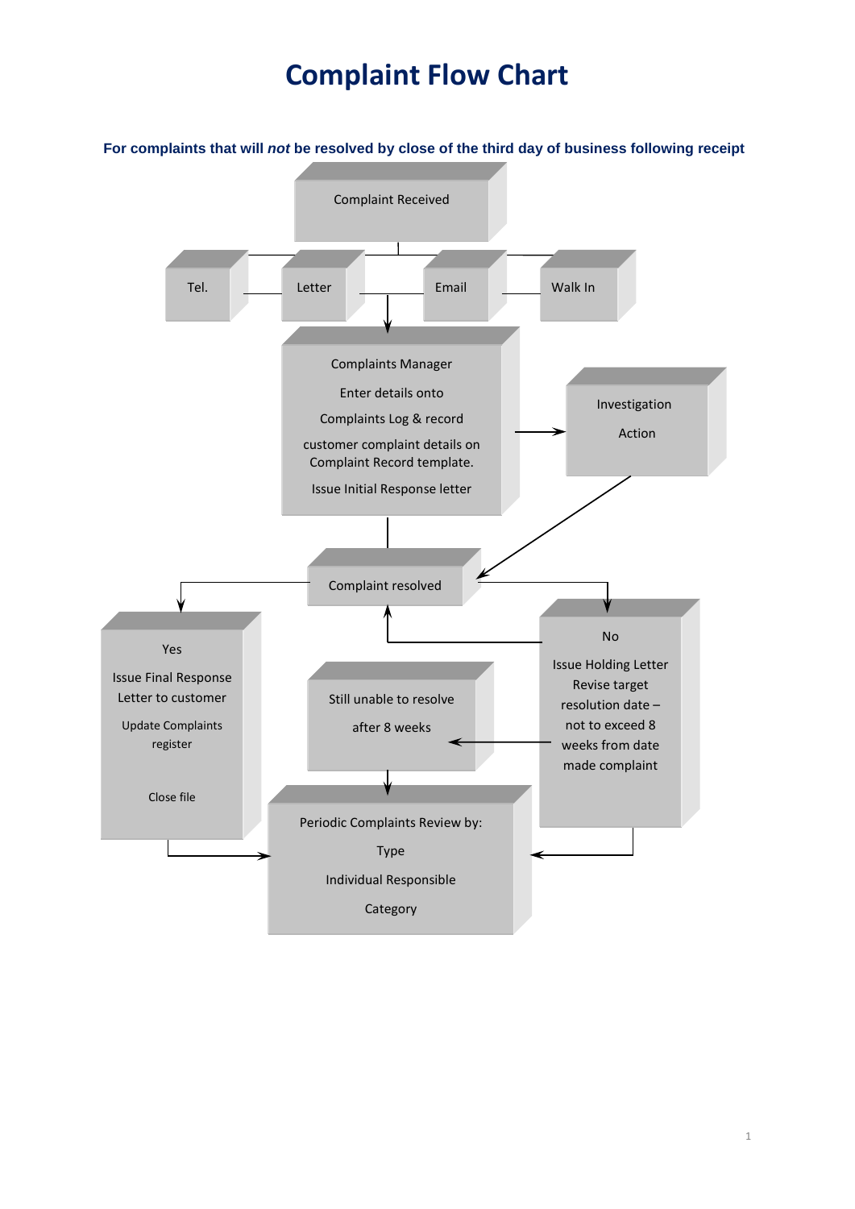# Complaint Flow Chart

**For complaints that will *not* be resolved by close of the third day of business following receipt**

Complaint Received

Tel.

Letter

Email

Walk In

Complaints Manager

Enter details onto

Complaints Log & record

customer complaint details on Complaint Record template.

Issue Initial Response letter

Investigation

Action

Complaint resolved

Yes

Issue Final Response Letter to customer

Update Complaints register

Close file

No

Issue Holding Letter Revise target resolution date – not to exceed 8 weeks from date made complaint

Still unable to resolve

after 8 weeks

Periodic Complaints Review by:

Type

Individual Responsible

Category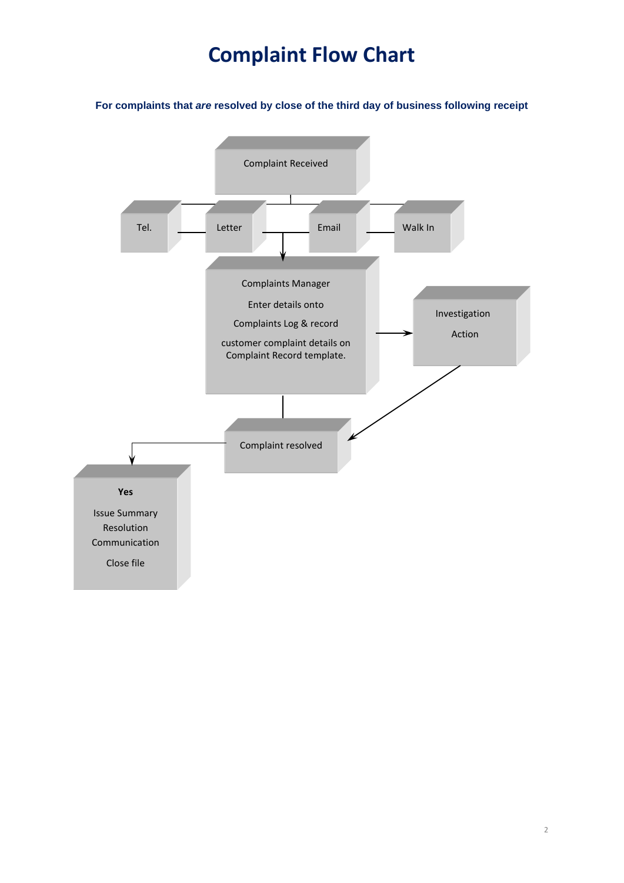# Complaint Flow Chart

**For complaints that *are* resolved by close of the third day of business following receipt**

Complaint Received

Tel.

Letter

Email

Walk In

Complaints Manager

Enter details onto

Complaints Log & record

customer complaint details on Complaint Record template.

Investigation

Action

Complaint resolved

**Yes**

Issue Summary Resolution Communication

Close file